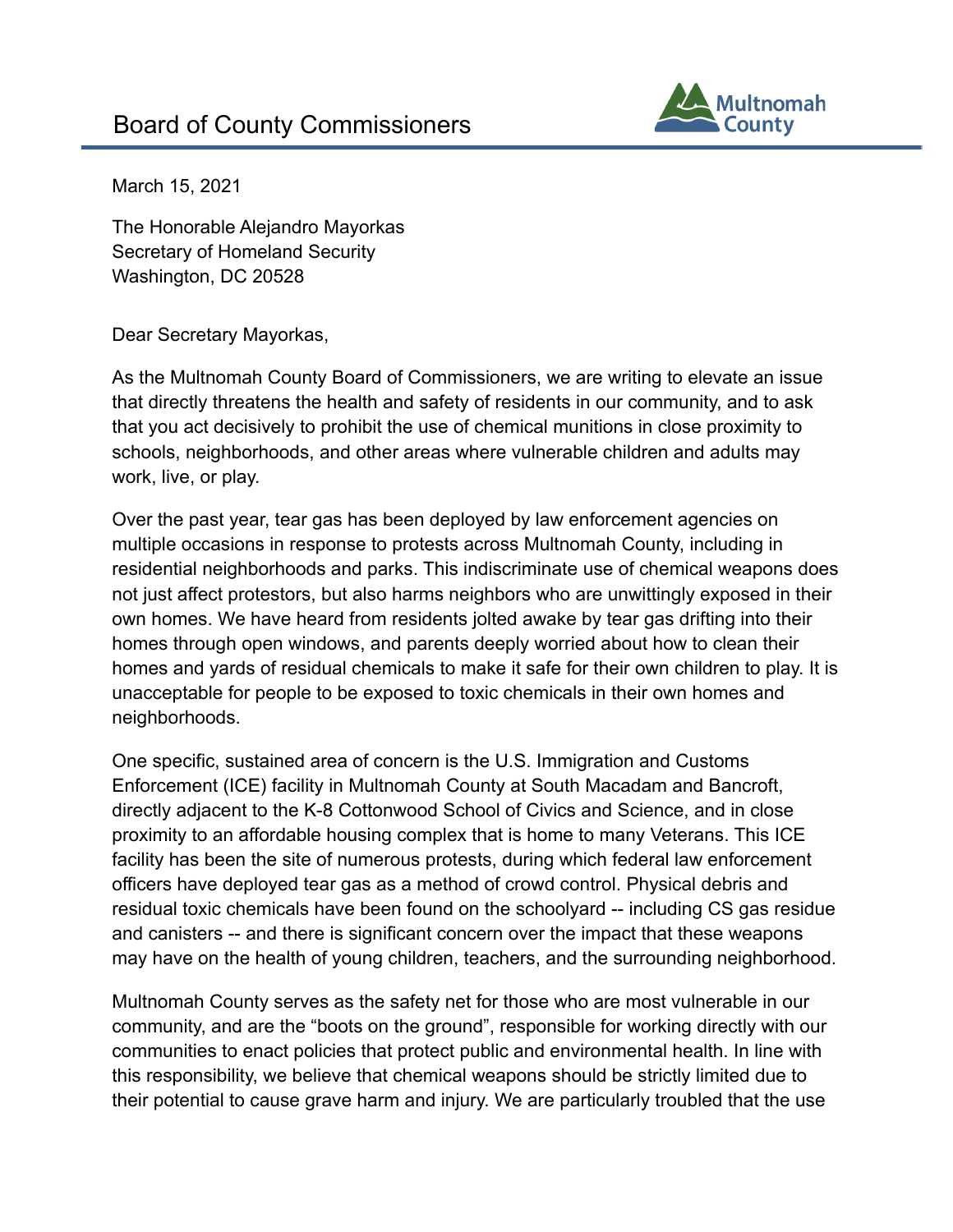# Board of County Commissioners

March 15, 2021

The Honorable Alejandro Mayorkas
Secretary of Homeland Security
Washington, DC 20528

Dear Secretary Mayorkas,

As the Multnomah County Board of Commissioners, we are writing to elevate an issue that directly threatens the health and safety of residents in our community, and to ask that you act decisively to prohibit the use of chemical munitions in close proximity to schools, neighborhoods, and other areas where vulnerable children and adults may work, live, or play.

Over the past year, tear gas has been deployed by law enforcement agencies on multiple occasions in response to protests across Multnomah County, including in residential neighborhoods and parks. This indiscriminate use of chemical weapons does not just affect protestors, but also harms neighbors who are unwittingly exposed in their own homes. We have heard from residents jolted awake by tear gas drifting into their homes through open windows, and parents deeply worried about how to clean their homes and yards of residual chemicals to make it safe for their own children to play. It is unacceptable for people to be exposed to toxic chemicals in their own homes and neighborhoods.

One specific, sustained area of concern is the U.S. Immigration and Customs Enforcement (ICE) facility in Multnomah County at South Macadam and Bancroft, directly adjacent to the K-8 Cottonwood School of Civics and Science, and in close proximity to an affordable housing complex that is home to many Veterans. This ICE facility has been the site of numerous protests, during which federal law enforcement officers have deployed tear gas as a method of crowd control. Physical debris and residual toxic chemicals have been found on the schoolyard -- including CS gas residue and canisters -- and there is significant concern over the impact that these weapons may have on the health of young children, teachers, and the surrounding neighborhood.

Multnomah County serves as the safety net for those who are most vulnerable in our community, and are the "boots on the ground", responsible for working directly with our communities to enact policies that protect public and environmental health. In line with this responsibility, we believe that chemical weapons should be strictly limited due to their potential to cause grave harm and injury. We are particularly troubled that the use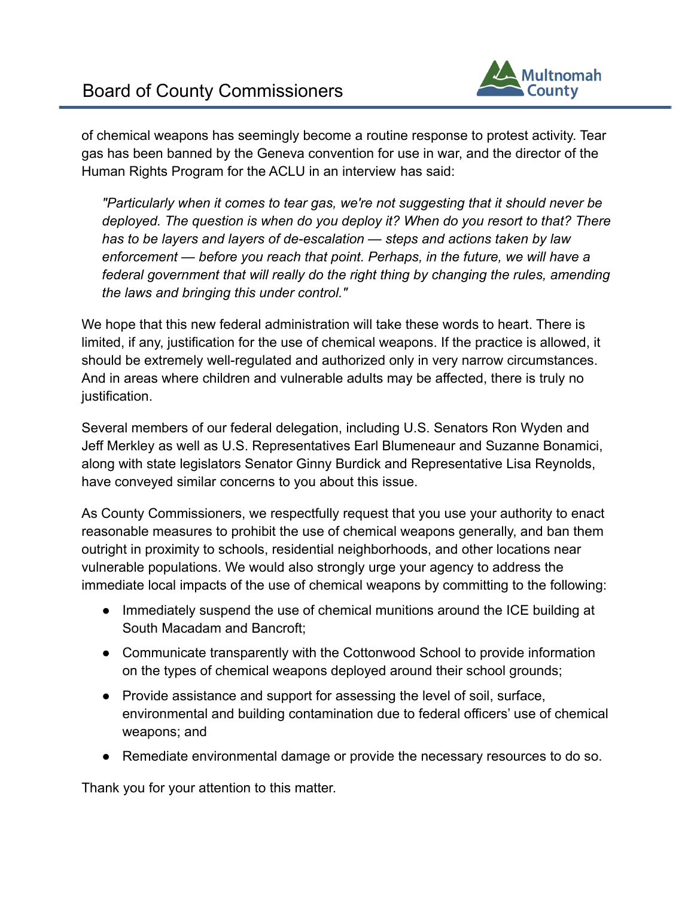of chemical weapons has seemingly become a routine response to protest activity. Tear gas has been banned by the Geneva convention for use in war, and the director of the Human Rights Program for the ACLU in an interview has said:

> *"Particularly when it comes to tear gas, we're not suggesting that it should never be deployed. The question is when do you deploy it? When do you resort to that? There has to be layers and layers of de-escalation — steps and actions taken by law enforcement — before you reach that point. Perhaps, in the future, we will have a federal government that will really do the right thing by changing the rules, amending the laws and bringing this under control."*

We hope that this new federal administration will take these words to heart. There is limited, if any, justification for the use of chemical weapons. If the practice is allowed, it should be extremely well-regulated and authorized only in very narrow circumstances. And in areas where children and vulnerable adults may be affected, there is truly no justification.

Several members of our federal delegation, including U.S. Senators Ron Wyden and Jeff Merkley as well as U.S. Representatives Earl Blumeneaur and Suzanne Bonamici, along with state legislators Senator Ginny Burdick and Representative Lisa Reynolds, have conveyed similar concerns to you about this issue.

As County Commissioners, we respectfully request that you use your authority to enact reasonable measures to prohibit the use of chemical weapons generally, and ban them outright in proximity to schools, residential neighborhoods, and other locations near vulnerable populations. We would also strongly urge your agency to address the immediate local impacts of the use of chemical weapons by committing to the following:

- Immediately suspend the use of chemical munitions around the ICE building at South Macadam and Bancroft;
- Communicate transparently with the Cottonwood School to provide information on the types of chemical weapons deployed around their school grounds;
- Provide assistance and support for assessing the level of soil, surface, environmental and building contamination due to federal officers' use of chemical weapons; and
- Remediate environmental damage or provide the necessary resources to do so.

Thank you for your attention to this matter.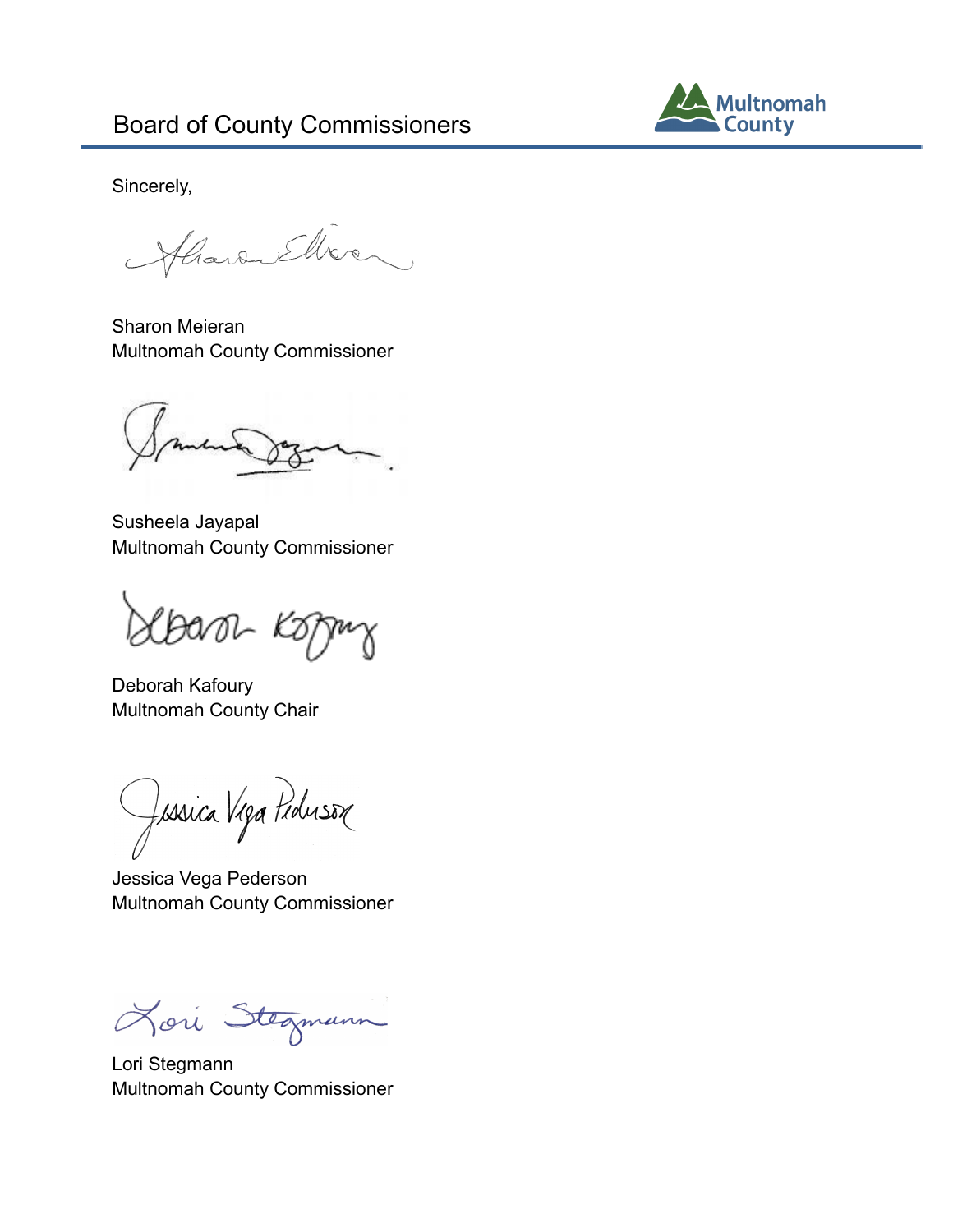Sincerely,

Sharon Meieran
Multnomah County Commissioner

Susheela Jayapal
Multnomah County Commissioner

Deborah Kafoury
Multnomah County Chair

Jessica Vega Pederson
Multnomah County Commissioner

Lori Stegmann
Multnomah County Commissioner